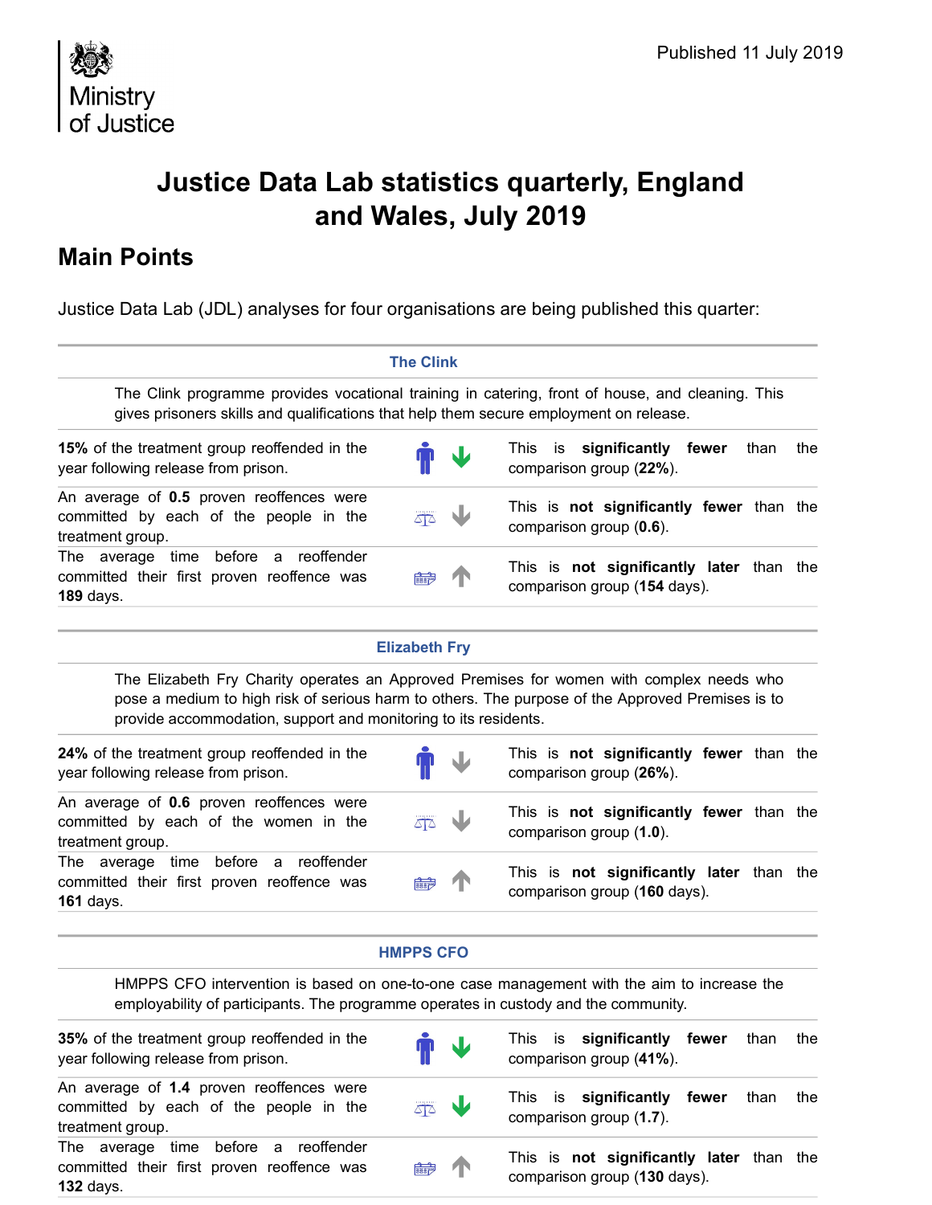Ministry of Justice

Published 11 July 2019

# Justice Data Lab statistics quarterly, England and Wales, July 2019

## Main Points

Justice Data Lab (JDL) analyses for four organisations are being published this quarter:

### The Clink

The Clink programme provides vocational training in catering, front of house, and cleaning. This gives prisoners skills and qualifications that help them secure employment on release.

| | |
|---|---|
| **15%** of the treatment group reoffended in the year following release from prison. | This is **significantly fewer** than the comparison group (**22%**). |
| An average of **0.5** proven reoffences were committed by each of the people in the treatment group. | This is **not significantly fewer** than the comparison group (**0.6**). |
| The average time before a reoffender committed their first proven reoffence was **189** days. | This is **not significantly later** than the comparison group (**154** days). |

### Elizabeth Fry

The Elizabeth Fry Charity operates an Approved Premises for women with complex needs who pose a medium to high risk of serious harm to others. The purpose of the Approved Premises is to provide accommodation, support and monitoring to its residents.

| | |
|---|---|
| **24%** of the treatment group reoffended in the year following release from prison. | This is **not significantly fewer** than the comparison group (**26%**). |
| An average of **0.6** proven reoffences were committed by each of the women in the treatment group. | This is **not significantly fewer** than the comparison group (**1.0**). |
| The average time before a reoffender committed their first proven reoffence was **161** days. | This is **not significantly later** than the comparison group (**160** days). |

### HMPPS CFO

HMPPS CFO intervention is based on one-to-one case management with the aim to increase the employability of participants. The programme operates in custody and the community.

| | |
|---|---|
| **35%** of the treatment group reoffended in the year following release from prison. | This is **significantly fewer** than the comparison group (**41%**). |
| An average of **1.4** proven reoffences were committed by each of the people in the treatment group. | This is **significantly fewer** than the comparison group (**1.7**). |
| The average time before a reoffender committed their first proven reoffence was **132** days. | This is **not significantly later** than the comparison group (**130** days). |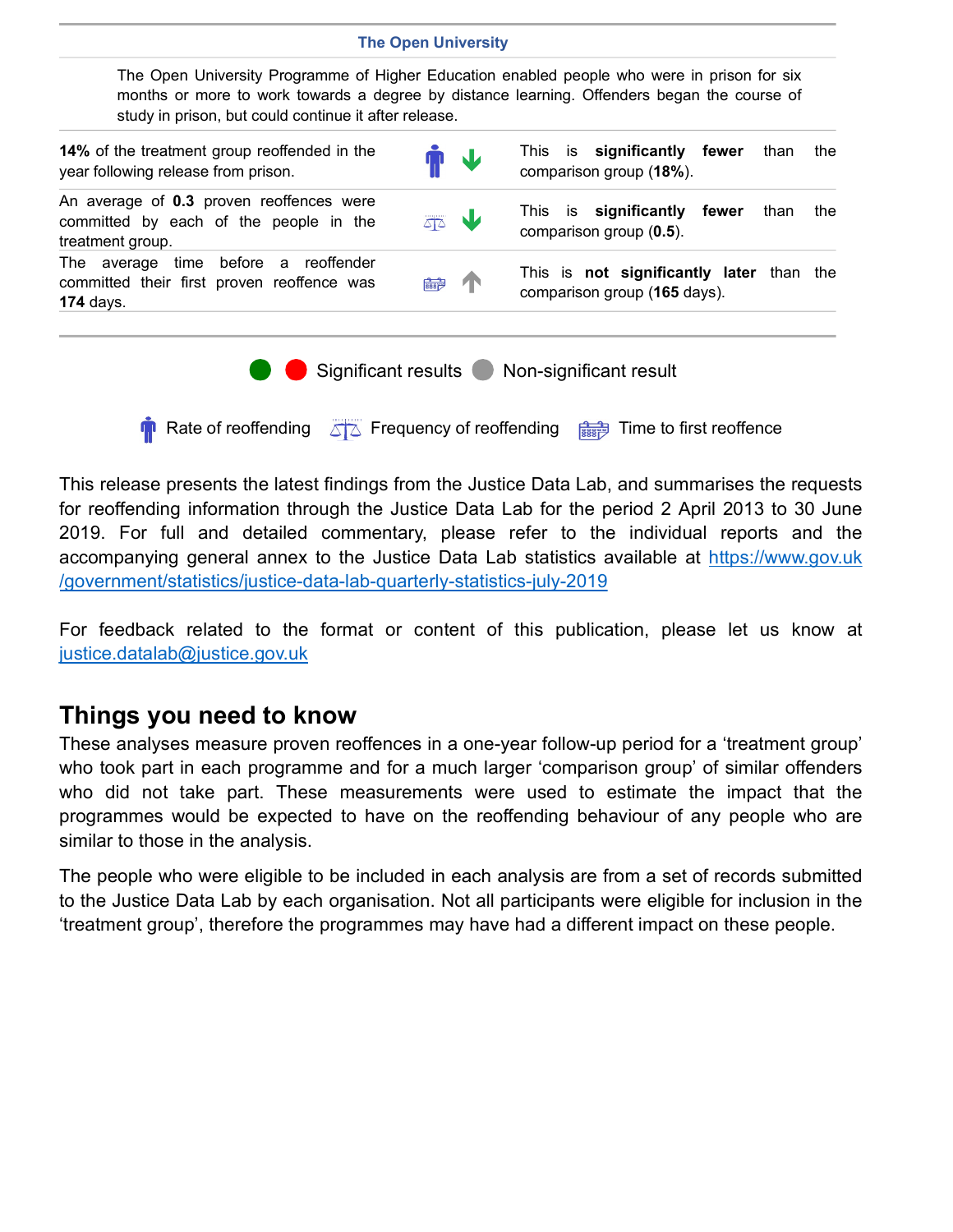**The Open University**

The Open University Programme of Higher Education enabled people who were in prison for six months or more to work towards a degree by distance learning. Offenders began the course of study in prison, but could continue it after release.

| | | |
|---|---|---|
| **14%** of the treatment group reoffended in the year following release from prison. | ↓ | This is **significantly fewer** than the comparison group (**18%**). |
| An average of **0.3** proven reoffences were committed by each of the people in the treatment group. | ↓ | This is **significantly fewer** than the comparison group (**0.5**). |
| The average time before a reoffender committed their first proven reoffence was **174** days. | ↑ | This is **not significantly later** than the comparison group (**165** days). |

Significant results | Non-significant result

Rate of reoffending | Frequency of reoffending | Time to first reoffence

This release presents the latest findings from the Justice Data Lab, and summarises the requests for reoffending information through the Justice Data Lab for the period 2 April 2013 to 30 June 2019. For full and detailed commentary, please refer to the individual reports and the accompanying general annex to the Justice Data Lab statistics available at https://www.gov.uk/government/statistics/justice-data-lab-quarterly-statistics-july-2019

For feedback related to the format or content of this publication, please let us know at justice.datalab@justice.gov.uk

## Things you need to know

These analyses measure proven reoffences in a one-year follow-up period for a 'treatment group' who took part in each programme and for a much larger 'comparison group' of similar offenders who did not take part. These measurements were used to estimate the impact that the programmes would be expected to have on the reoffending behaviour of any people who are similar to those in the analysis.

The people who were eligible to be included in each analysis are from a set of records submitted to the Justice Data Lab by each organisation. Not all participants were eligible for inclusion in the 'treatment group', therefore the programmes may have had a different impact on these people.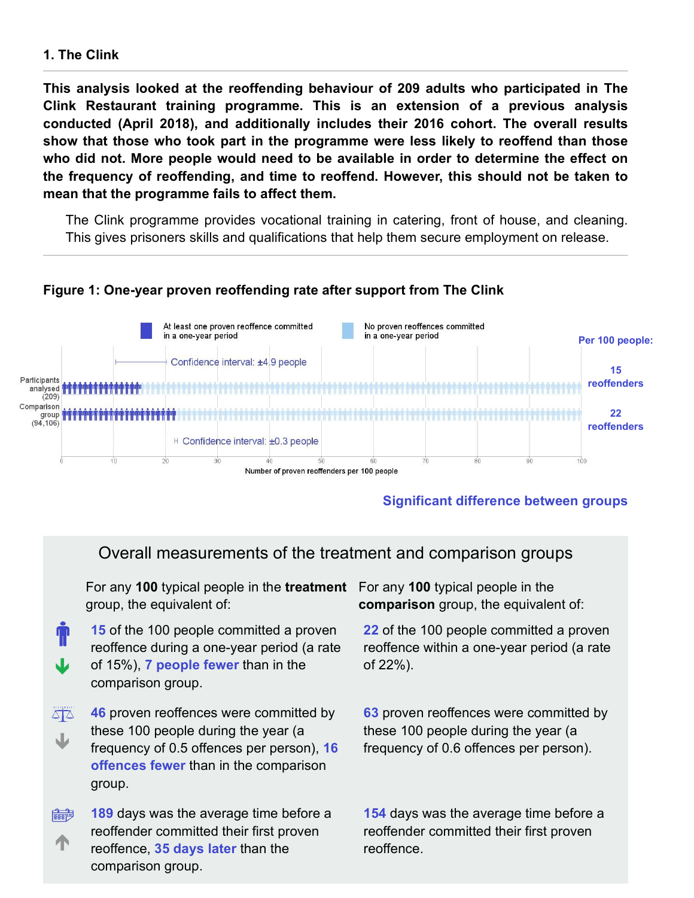## 1. The Clink

**This analysis looked at the reoffending behaviour of 209 adults who participated in The Clink Restaurant training programme. This is an extension of a previous analysis conducted (April 2018), and additionally includes their 2016 cohort. The overall results show that those who took part in the programme were less likely to reoffend than those who did not. More people would need to be available in order to determine the effect on the frequency of reoffending, and time to reoffend. However, this should not be taken to mean that the programme fails to affect them.**

The Clink programme provides vocational training in catering, front of house, and cleaning. This gives prisoners skills and qualifications that help them secure employment on release.

**Figure 1: One-year proven reoffending rate after support from The Clink**

At least one proven reoffence committed in a one-year period | No proven reoffences committed in a one-year period

Per 100 people:

Participants analysed (209) — Confidence interval: ±4.9 people — 15 reoffenders

Comparison group (94,106) — Confidence interval: ±0.3 people — 22 reoffenders

Number of proven reoffenders per 100 people (axis: 0, 10, 20, 30, 40, 50, 60, 70, 80, 90, 100)

**Significant difference between groups**

### Overall measurements of the treatment and comparison groups

| For any **100** typical people in the **treatment** group, the equivalent of: | For any **100** typical people in the **comparison** group, the equivalent of: |
|---|---|
| **15** of the 100 people committed a proven reoffence during a one-year period (a rate of 15%), **7 people fewer** than in the comparison group. | **22** of the 100 people committed a proven reoffence within a one-year period (a rate of 22%). |
| **46** proven reoffences were committed by these 100 people during the year (a frequency of 0.5 offences per person), **16 offences fewer** than in the comparison group. | **63** proven reoffences were committed by these 100 people during the year (a frequency of 0.6 offences per person). |
| **189** days was the average time before a reoffender committed their first proven reoffence, **35 days later** than the comparison group. | **154** days was the average time before a reoffender committed their first proven reoffence. |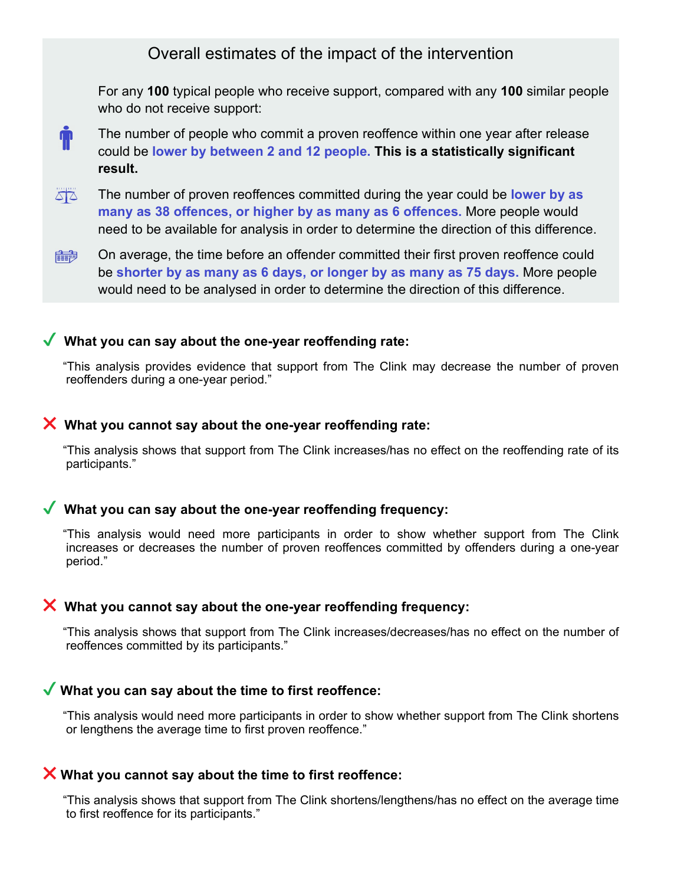## Overall estimates of the impact of the intervention

For any **100** typical people who receive support, compared with any **100** similar people who do not receive support:

The number of people who commit a proven reoffence within one year after release could be **lower by between 2 and 12 people. This is a statistically significant result.**

The number of proven reoffences committed during the year could be **lower by as many as 38 offences, or higher by as many as 6 offences.** More people would need to be available for analysis in order to determine the direction of this difference.

On average, the time before an offender committed their first proven reoffence could be **shorter by as many as 6 days, or longer by as many as 75 days.** More people would need to be analysed in order to determine the direction of this difference.

### ✓ What you can say about the one-year reoffending rate:

"This analysis provides evidence that support from The Clink may decrease the number of proven reoffenders during a one-year period."

### ✗ What you cannot say about the one-year reoffending rate:

"This analysis shows that support from The Clink increases/has no effect on the reoffending rate of its participants."

### ✓ What you can say about the one-year reoffending frequency:

"This analysis would need more participants in order to show whether support from The Clink increases or decreases the number of proven reoffences committed by offenders during a one-year period."

### ✗ What you cannot say about the one-year reoffending frequency:

"This analysis shows that support from The Clink increases/decreases/has no effect on the number of reoffences committed by its participants."

### ✓ What you can say about the time to first reoffence:

"This analysis would need more participants in order to show whether support from The Clink shortens or lengthens the average time to first proven reoffence."

### ✗ What you cannot say about the time to first reoffence:

"This analysis shows that support from The Clink shortens/lengthens/has no effect on the average time to first reoffence for its participants."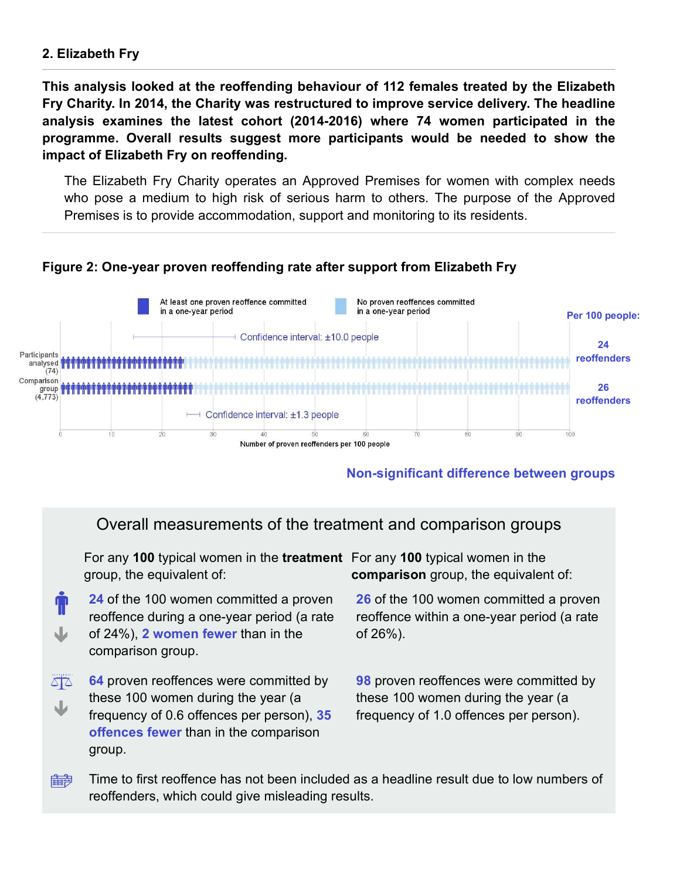## 2. Elizabeth Fry

**This analysis looked at the reoffending behaviour of 112 females treated by the Elizabeth Fry Charity. In 2014, the Charity was restructured to improve service delivery. The headline analysis examines the latest cohort (2014-2016) where 74 women participated in the programme. Overall results suggest more participants would be needed to show the impact of Elizabeth Fry on reoffending.**

The Elizabeth Fry Charity operates an Approved Premises for women with complex needs who pose a medium to high risk of serious harm to others. The purpose of the Approved Premises is to provide accommodation, support and monitoring to its residents.

**Figure 2: One-year proven reoffending rate after support from Elizabeth Fry**

At least one proven reoffence committed in a one-year period | No proven reoffences committed in a one-year period

| | Confidence interval | Per 100 people: |
|---|---|---|
| Participants analysed (74) | ±10.0 people | 24 reoffenders |
| Comparison group (4,773) | ±1.3 people | 26 reoffenders |

Number of proven reoffenders per 100 people

**Non-significant difference between groups**

### Overall measurements of the treatment and comparison groups

| For any **100** typical women in the **treatment** group, the equivalent of: | For any **100** typical women in the **comparison** group, the equivalent of: |
|---|---|
| **24** of the 100 women committed a proven reoffence during a one-year period (a rate of 24%), **2 women fewer** than in the comparison group. | **26** of the 100 women committed a proven reoffence within a one-year period (a rate of 26%). |
| **64** proven reoffences were committed by these 100 women during the year (a frequency of 0.6 offences per person), **35 offences fewer** than in the comparison group. | **98** proven reoffences were committed by these 100 women during the year (a frequency of 1.0 offences per person). |

Time to first reoffence has not been included as a headline result due to low numbers of reoffenders, which could give misleading results.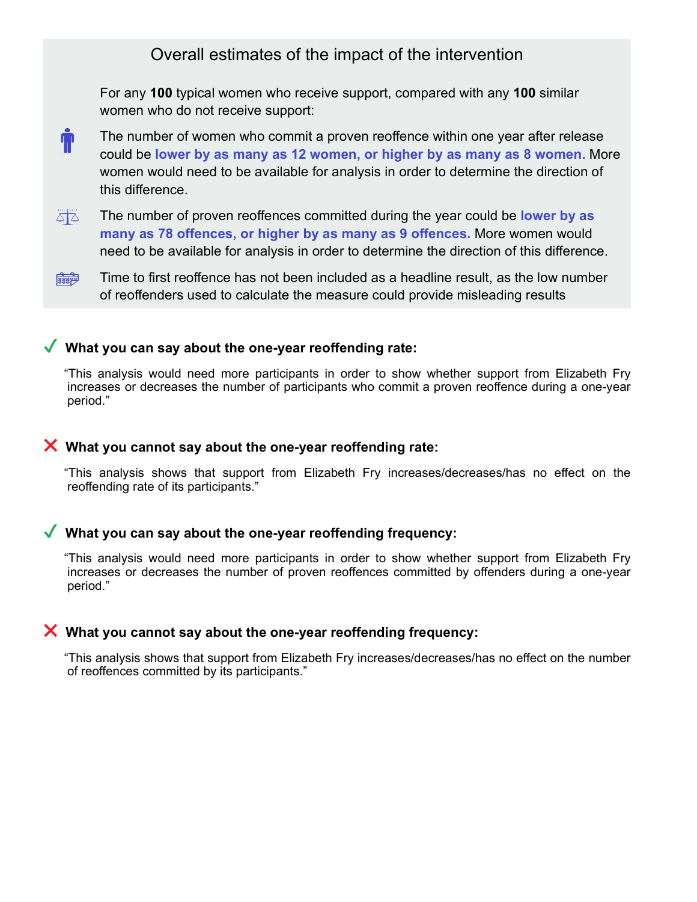## Overall estimates of the impact of the intervention

For any **100** typical women who receive support, compared with any **100** similar women who do not receive support:

The number of women who commit a proven reoffence within one year after release could be **lower by as many as 12 women, or higher by as many as 8 women.** More women would need to be available for analysis in order to determine the direction of this difference.

The number of proven reoffences committed during the year could be **lower by as many as 78 offences, or higher by as many as 9 offences.** More women would need to be available for analysis in order to determine the direction of this difference.

Time to first reoffence has not been included as a headline result, as the low number of reoffenders used to calculate the measure could provide misleading results

### ✓ What you can say about the one-year reoffending rate:

"This analysis would need more participants in order to show whether support from Elizabeth Fry increases or decreases the number of participants who commit a proven reoffence during a one-year period."

### ✗ What you cannot say about the one-year reoffending rate:

"This analysis shows that support from Elizabeth Fry increases/decreases/has no effect on the reoffending rate of its participants."

### ✓ What you can say about the one-year reoffending frequency:

"This analysis would need more participants in order to show whether support from Elizabeth Fry increases or decreases the number of proven reoffences committed by offenders during a one-year period."

### ✗ What you cannot say about the one-year reoffending frequency:

"This analysis shows that support from Elizabeth Fry increases/decreases/has no effect on the number of reoffences committed by its participants."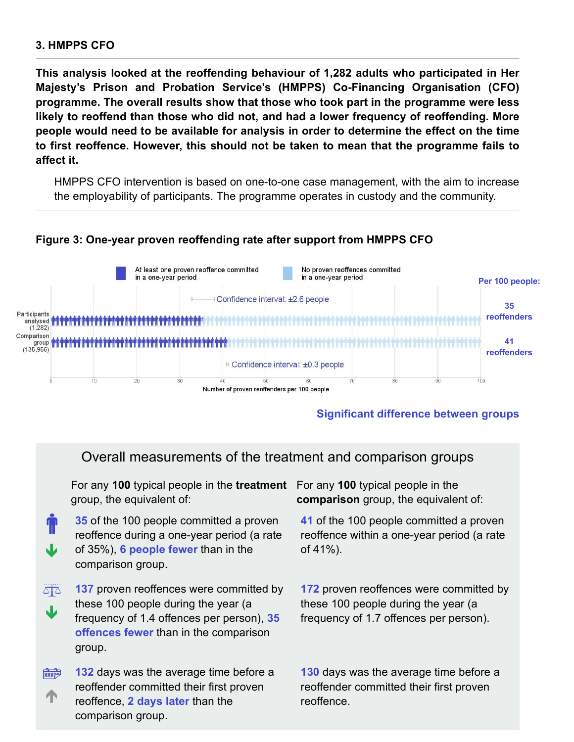### 3. HMPPS CFO

**This analysis looked at the reoffending behaviour of 1,282 adults who participated in Her Majesty's Prison and Probation Service's (HMPPS) Co-Financing Organisation (CFO) programme. The overall results show that those who took part in the programme were less likely to reoffend than those who did not, and had a lower frequency of reoffending. More people would need to be available for analysis in order to determine the effect on the time to first reoffence. However, this should not be taken to mean that the programme fails to affect it.**

HMPPS CFO intervention is based on one-to-one case management, with the aim to increase the employability of participants. The programme operates in custody and the community.

**Figure 3: One-year proven reoffending rate after support from HMPPS CFO**

At least one proven reoffence committed in a one-year period | No proven reoffences committed in a one-year period

Per 100 people:

- Participants analysed (1,282): 35 reoffenders (Confidence interval: ±2.6 people)
- Comparison group (135,955): 41 reoffenders (Confidence interval: ±0.3 people)

Number of proven reoffenders per 100 people

**Significant difference between groups**

## Overall measurements of the treatment and comparison groups

| For any **100** typical people in the **treatment** group, the equivalent of: | For any 100 typical people in the **comparison** group, the equivalent of: |
|---|---|
| **35** of the 100 people committed a proven reoffence during a one-year period (a rate of 35%), **6 people fewer** than in the comparison group. | **41** of the 100 people committed a proven reoffence within a one-year period (a rate of 41%). |
| **137** proven reoffences were committed by these 100 people during the year (a frequency of 1.4 offences per person), **35 offences fewer** than in the comparison group. | **172** proven reoffences were committed by these 100 people during the year (a frequency of 1.7 offences per person). |
| **132** days was the average time before a reoffender committed their first proven reoffence, **2 days later** than the comparison group. | **130** days was the average time before a reoffender committed their first proven reoffence. |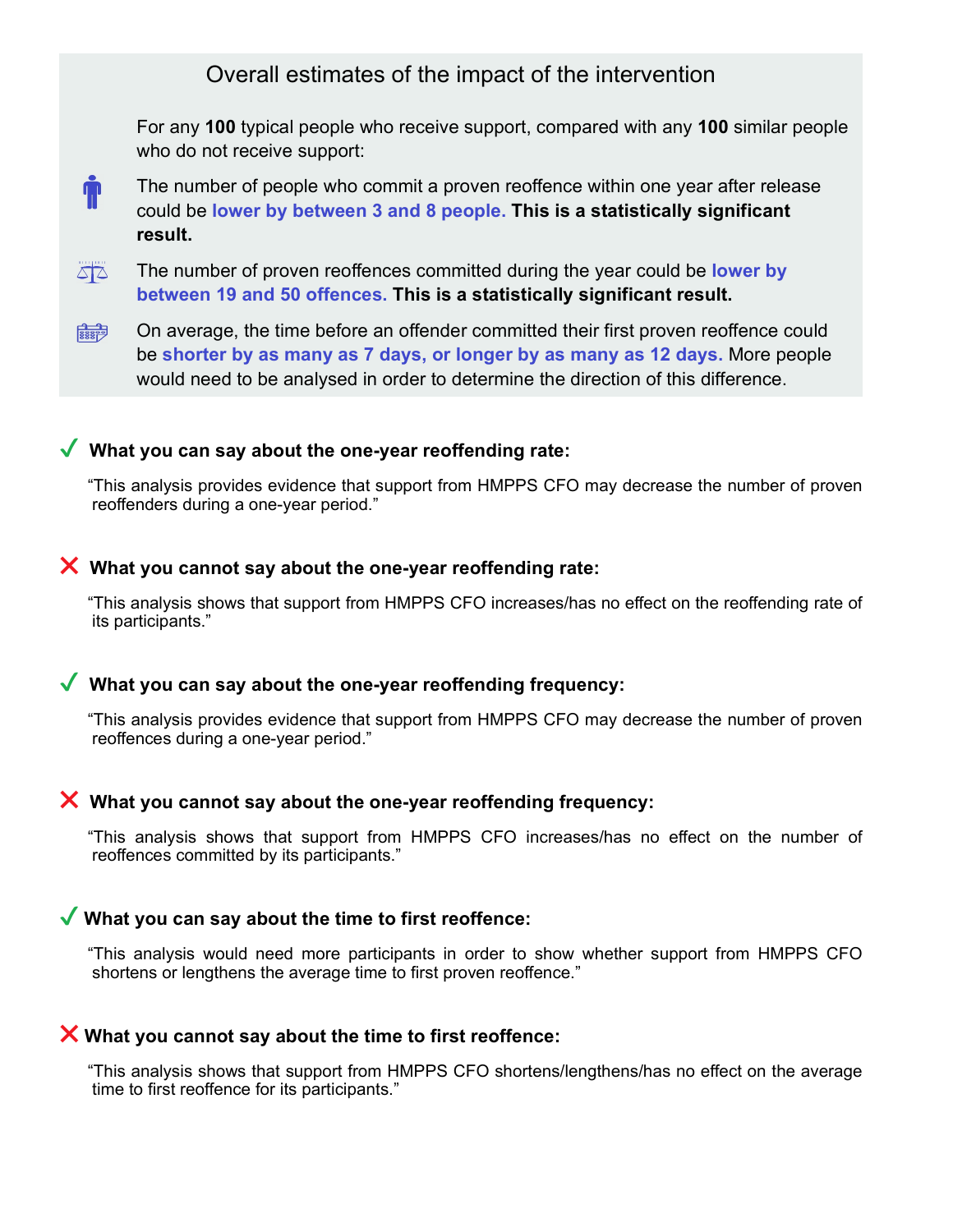## Overall estimates of the impact of the intervention

For any **100** typical people who receive support, compared with any **100** similar people who do not receive support:

- The number of people who commit a proven reoffence within one year after release could be **lower by between 3 and 8 people.** **This is a statistically significant result.**
- The number of proven reoffences committed during the year could be **lower by between 19 and 50 offences.** **This is a statistically significant result.**
- On average, the time before an offender committed their first proven reoffence could be **shorter by as many as 7 days, or longer by as many as 12 days.** More people would need to be analysed in order to determine the direction of this difference.

### ✓ What you can say about the one-year reoffending rate:

"This analysis provides evidence that support from HMPPS CFO may decrease the number of proven reoffenders during a one-year period."

### ✗ What you cannot say about the one-year reoffending rate:

"This analysis shows that support from HMPPS CFO increases/has no effect on the reoffending rate of its participants."

### ✓ What you can say about the one-year reoffending frequency:

"This analysis provides evidence that support from HMPPS CFO may decrease the number of proven reoffences during a one-year period."

### ✗ What you cannot say about the one-year reoffending frequency:

"This analysis shows that support from HMPPS CFO increases/has no effect on the number of reoffences committed by its participants."

### ✓ What you can say about the time to first reoffence:

"This analysis would need more participants in order to show whether support from HMPPS CFO shortens or lengthens the average time to first proven reoffence."

### ✗ What you cannot say about the time to first reoffence:

"This analysis shows that support from HMPPS CFO shortens/lengthens/has no effect on the average time to first reoffence for its participants."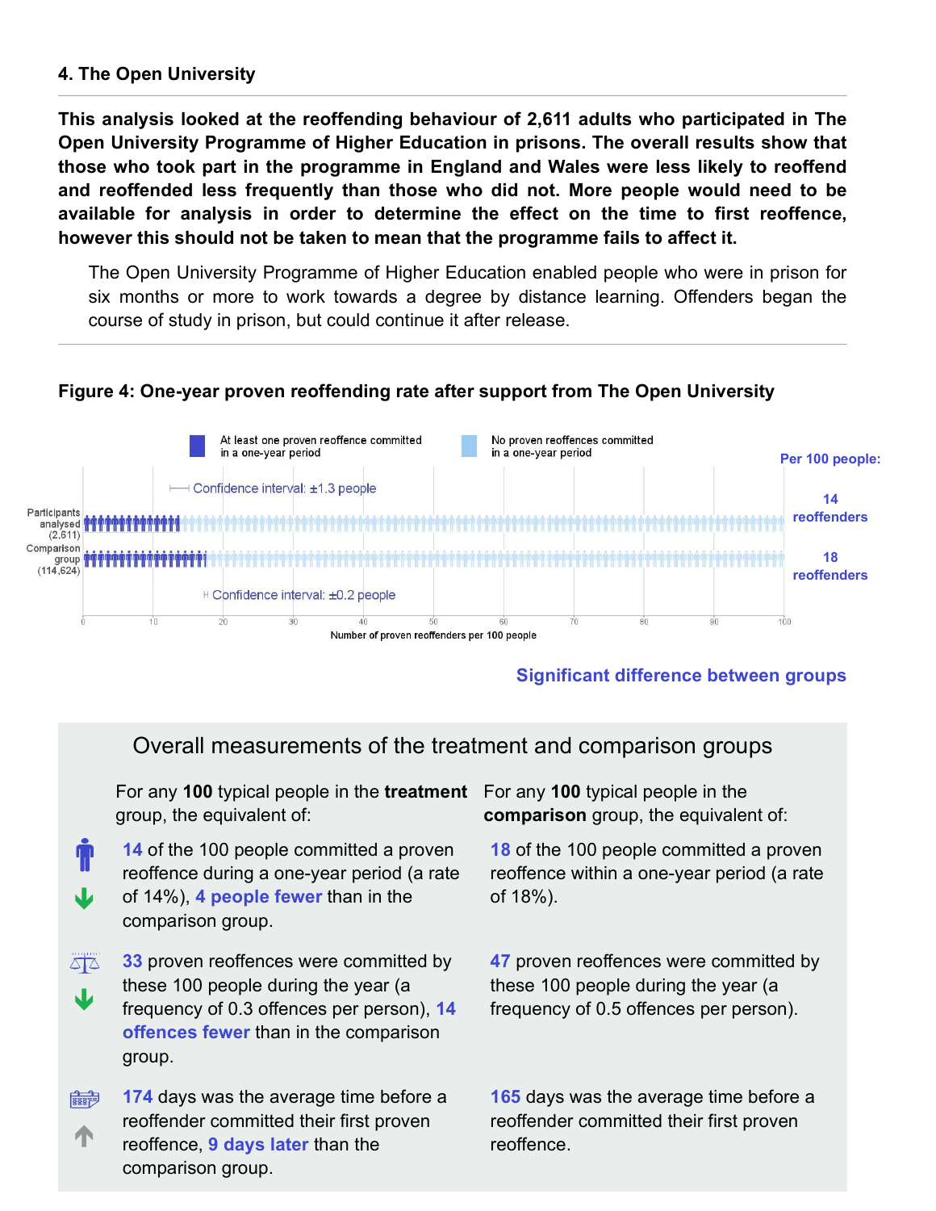## 4. The Open University

**This analysis looked at the reoffending behaviour of 2,611 adults who participated in The Open University Programme of Higher Education in prisons. The overall results show that those who took part in the programme in England and Wales were less likely to reoffend and reoffended less frequently than those who did not. More people would need to be available for analysis in order to determine the effect on the time to first reoffence, however this should not be taken to mean that the programme fails to affect it.**

The Open University Programme of Higher Education enabled people who were in prison for six months or more to work towards a degree by distance learning. Offenders began the course of study in prison, but could continue it after release.

**Figure 4: One-year proven reoffending rate after support from The Open University**

At least one proven reoffence committed in a one-year period | No proven reoffences committed in a one-year period

Per 100 people:

Participants analysed (2,611): 14 reoffenders — Confidence interval: ±1.3 people

Comparison group (114,624): 18 reoffenders — Confidence interval: ±0.2 people

Number of proven reoffenders per 100 people (axis 0–100)

**Significant difference between groups**

### Overall measurements of the treatment and comparison groups

| For any **100** typical people in the **treatment** group, the equivalent of: | For any **100** typical people in the **comparison** group, the equivalent of: |
|---|---|
| **14** of the 100 people committed a proven reoffence during a one-year period (a rate of 14%), **4 people fewer** than in the comparison group. | **18** of the 100 people committed a proven reoffence within a one-year period (a rate of 18%). |
| **33** proven reoffences were committed by these 100 people during the year (a frequency of 0.3 offences per person), **14 offences fewer** than in the comparison group. | **47** proven reoffences were committed by these 100 people during the year (a frequency of 0.5 offences per person). |
| **174** days was the average time before a reoffender committed their first proven reoffence, **9 days later** than the comparison group. | **165** days was the average time before a reoffender committed their first proven reoffence. |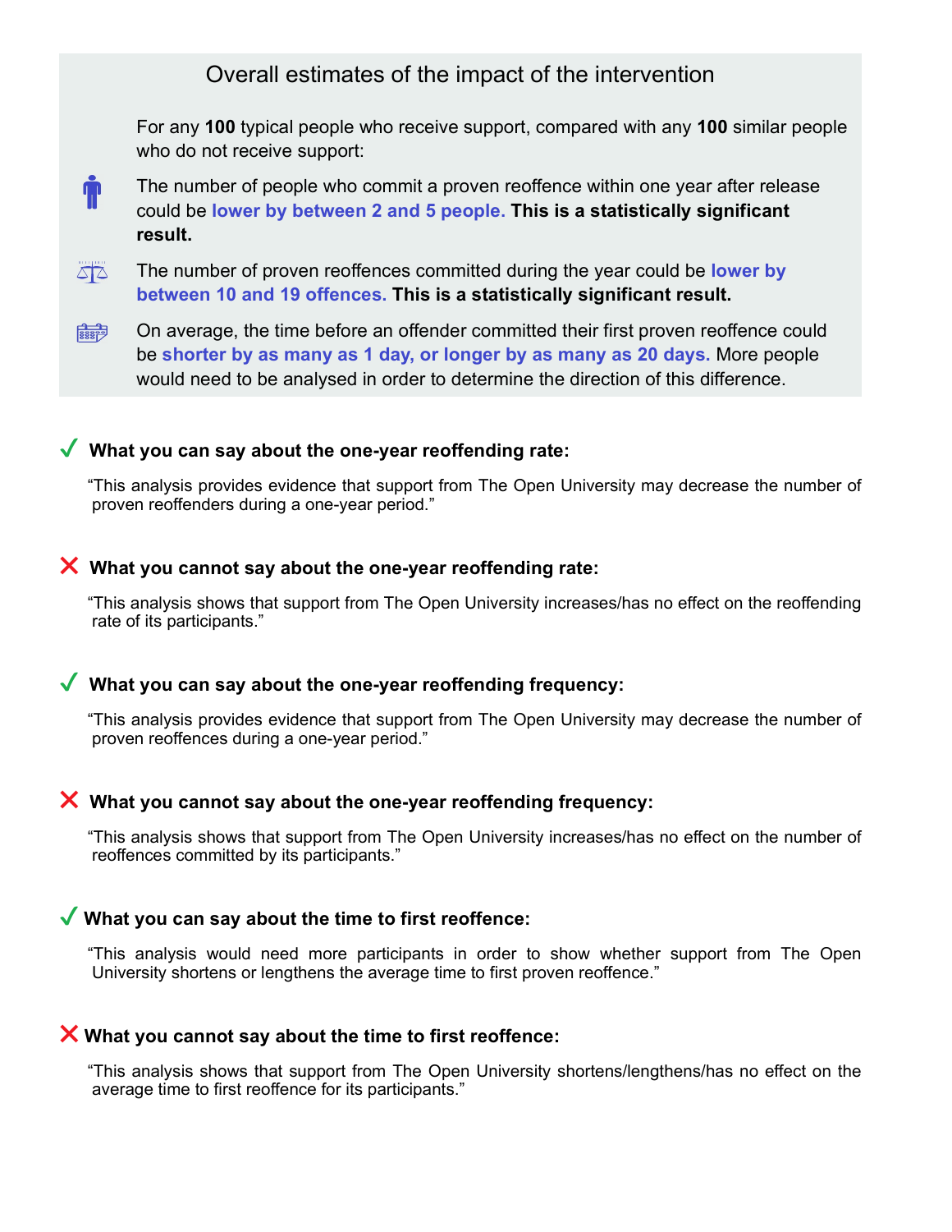## Overall estimates of the impact of the intervention

For any **100** typical people who receive support, compared with any **100** similar people who do not receive support:

The number of people who commit a proven reoffence within one year after release could be **lower by between 2 and 5 people. This is a statistically significant result.**

The number of proven reoffences committed during the year could be **lower by between 10 and 19 offences. This is a statistically significant result.**

On average, the time before an offender committed their first proven reoffence could be **shorter by as many as 1 day, or longer by as many as 20 days.** More people would need to be analysed in order to determine the direction of this difference.

### ✓ What you can say about the one-year reoffending rate:

"This analysis provides evidence that support from The Open University may decrease the number of proven reoffenders during a one-year period."

### ✗ What you cannot say about the one-year reoffending rate:

"This analysis shows that support from The Open University increases/has no effect on the reoffending rate of its participants."

### ✓ What you can say about the one-year reoffending frequency:

"This analysis provides evidence that support from The Open University may decrease the number of proven reoffences during a one-year period."

### ✗ What you cannot say about the one-year reoffending frequency:

"This analysis shows that support from The Open University increases/has no effect on the number of reoffences committed by its participants."

### ✓ What you can say about the time to first reoffence:

"This analysis would need more participants in order to show whether support from The Open University shortens or lengthens the average time to first proven reoffence."

### ✗ What you cannot say about the time to first reoffence:

"This analysis shows that support from The Open University shortens/lengthens/has no effect on the average time to first reoffence for its participants."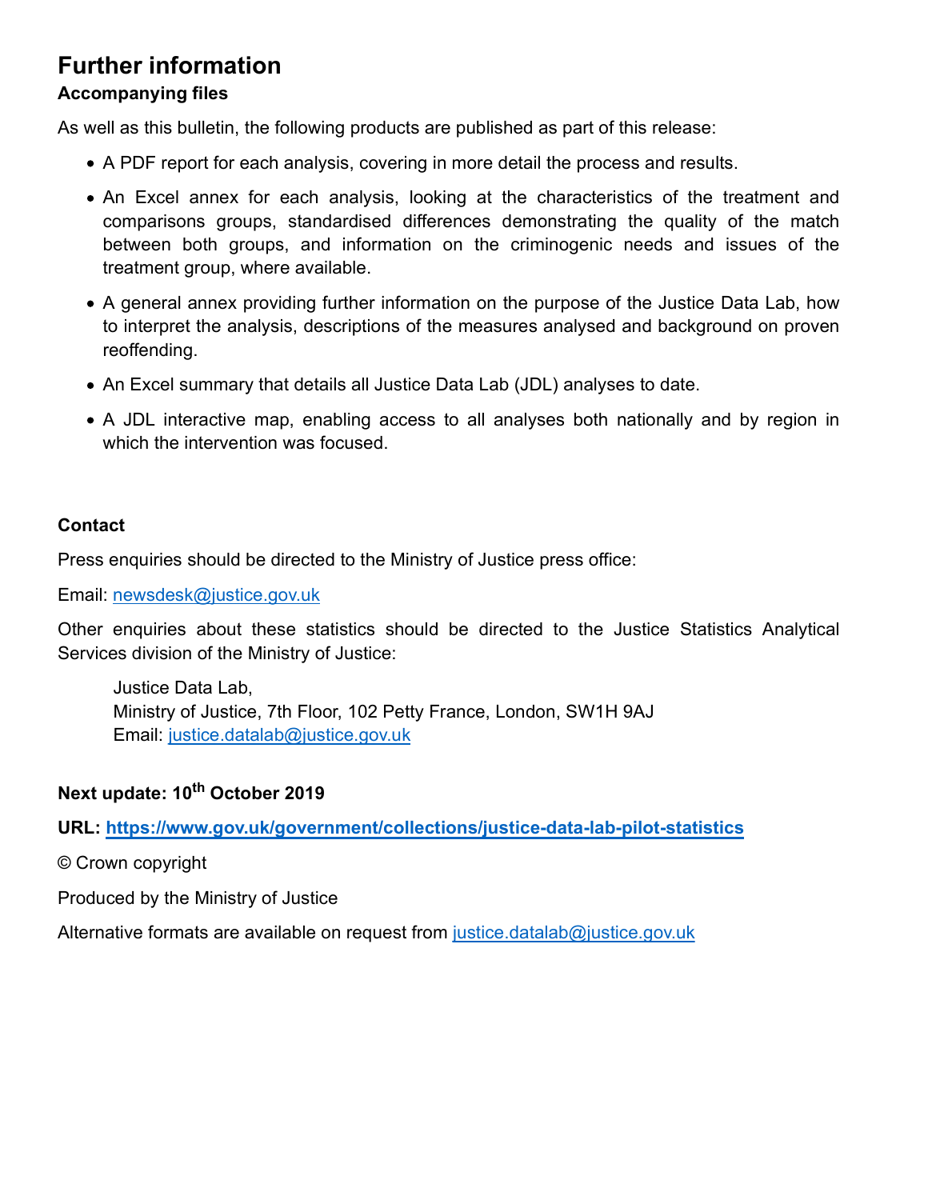# Further information

### Accompanying files

As well as this bulletin, the following products are published as part of this release:

- A PDF report for each analysis, covering in more detail the process and results.
- An Excel annex for each analysis, looking at the characteristics of the treatment and comparisons groups, standardised differences demonstrating the quality of the match between both groups, and information on the criminogenic needs and issues of the treatment group, where available.
- A general annex providing further information on the purpose of the Justice Data Lab, how to interpret the analysis, descriptions of the measures analysed and background on proven reoffending.
- An Excel summary that details all Justice Data Lab (JDL) analyses to date.
- A JDL interactive map, enabling access to all analyses both nationally and by region in which the intervention was focused.

### Contact

Press enquiries should be directed to the Ministry of Justice press office:

Email: newsdesk@justice.gov.uk

Other enquiries about these statistics should be directed to the Justice Statistics Analytical Services division of the Ministry of Justice:

> Justice Data Lab,
> Ministry of Justice, 7th Floor, 102 Petty France, London, SW1H 9AJ
> Email: justice.datalab@justice.gov.uk

**Next update: 10th October 2019**

**URL: https://www.gov.uk/government/collections/justice-data-lab-pilot-statistics**

© Crown copyright

Produced by the Ministry of Justice

Alternative formats are available on request from justice.datalab@justice.gov.uk